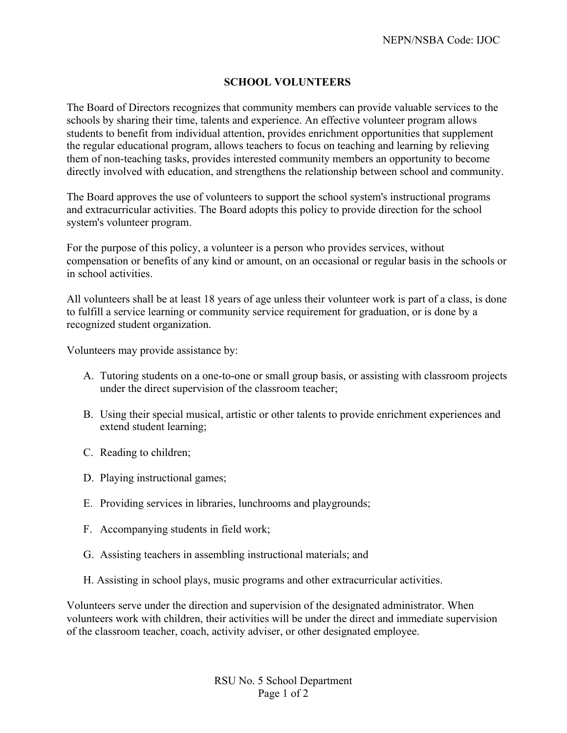NEPN/NSBA Code: IJOC

# SCHOOL VOLUNTEERS

The Board of Directors recognizes that community members can provide valuable services to the schools by sharing their time, talents and experience. An effective volunteer program allows students to benefit from individual attention, provides enrichment opportunities that supplement the regular educational program, allows teachers to focus on teaching and learning by relieving them of non-teaching tasks, provides interested community members an opportunity to become directly involved with education, and strengthens the relationship between school and community.

The Board approves the use of volunteers to support the school system's instructional programs and extracurricular activities. The Board adopts this policy to provide direction for the school system's volunteer program.

For the purpose of this policy, a volunteer is a person who provides services, without compensation or benefits of any kind or amount, on an occasional or regular basis in the schools or in school activities.

All volunteers shall be at least 18 years of age unless their volunteer work is part of a class, is done to fulfill a service learning or community service requirement for graduation, or is done by a recognized student organization.

Volunteers may provide assistance by:

A. Tutoring students on a one-to-one or small group basis, or assisting with classroom projects under the direct supervision of the classroom teacher;

B. Using their special musical, artistic or other talents to provide enrichment experiences and extend student learning;

C. Reading to children;

D. Playing instructional games;

E. Providing services in libraries, lunchrooms and playgrounds;

F. Accompanying students in field work;

G. Assisting teachers in assembling instructional materials; and

H. Assisting in school plays, music programs and other extracurricular activities.

Volunteers serve under the direction and supervision of the designated administrator. When volunteers work with children, their activities will be under the direct and immediate supervision of the classroom teacher, coach, activity adviser, or other designated employee.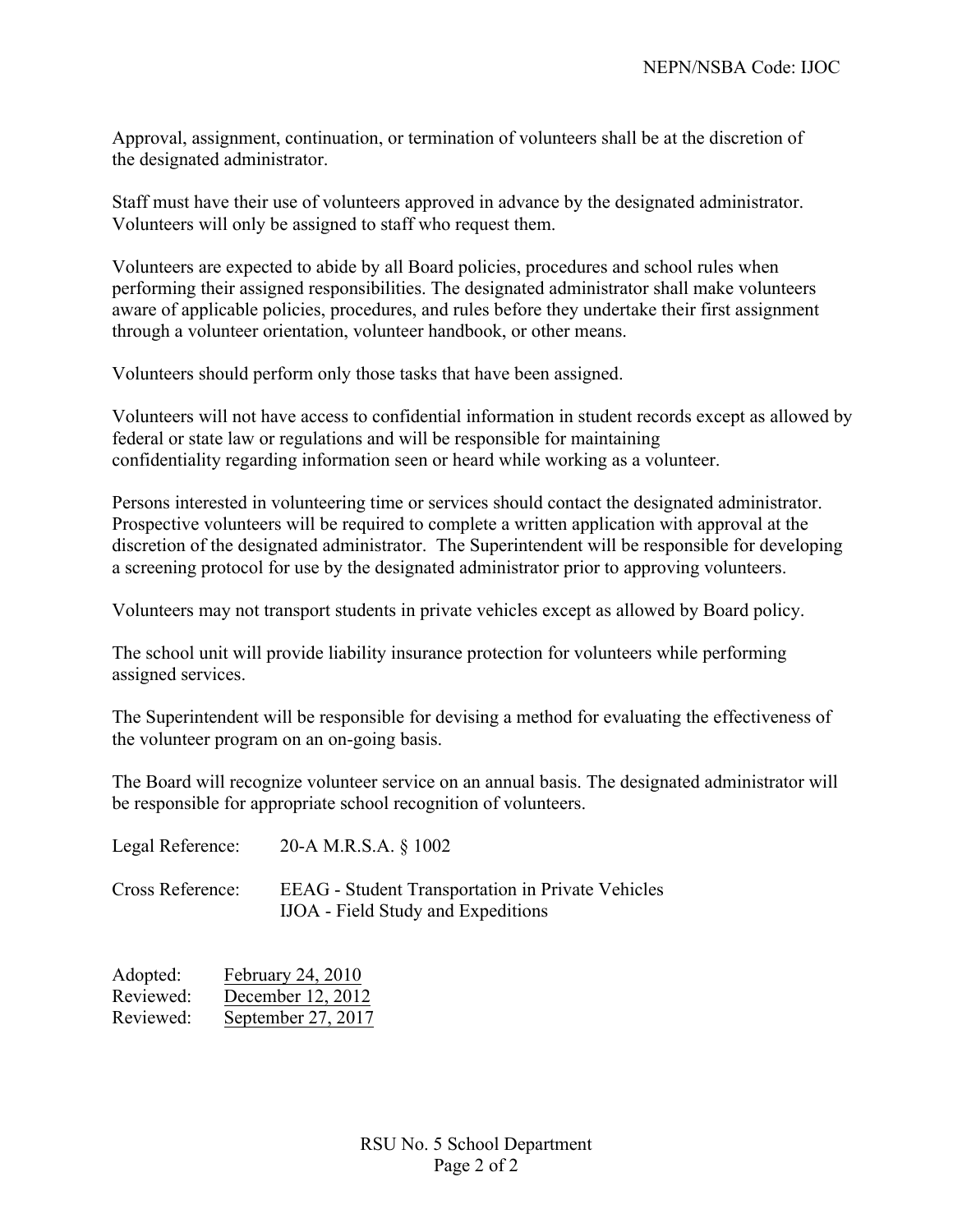Approval, assignment, continuation, or termination of volunteers shall be at the discretion of the designated administrator.

Staff must have their use of volunteers approved in advance by the designated administrator. Volunteers will only be assigned to staff who request them.

Volunteers are expected to abide by all Board policies, procedures and school rules when performing their assigned responsibilities. The designated administrator shall make volunteers aware of applicable policies, procedures, and rules before they undertake their first assignment through a volunteer orientation, volunteer handbook, or other means.

Volunteers should perform only those tasks that have been assigned.

Volunteers will not have access to confidential information in student records except as allowed by federal or state law or regulations and will be responsible for maintaining confidentiality regarding information seen or heard while working as a volunteer.

Persons interested in volunteering time or services should contact the designated administrator. Prospective volunteers will be required to complete a written application with approval at the discretion of the designated administrator. The Superintendent will be responsible for developing a screening protocol for use by the designated administrator prior to approving volunteers.

Volunteers may not transport students in private vehicles except as allowed by Board policy.

The school unit will provide liability insurance protection for volunteers while performing assigned services.

The Superintendent will be responsible for devising a method for evaluating the effectiveness of the volunteer program on an on-going basis.

The Board will recognize volunteer service on an annual basis. The designated administrator will be responsible for appropriate school recognition of volunteers.

Legal Reference: 20-A M.R.S.A. § 1002

Cross Reference: EEAG - Student Transportation in Private Vehicles
IJOA - Field Study and Expeditions

Adopted: February 24, 2010
Reviewed: December 12, 2012
Reviewed: September 27, 2017

RSU No. 5 School Department